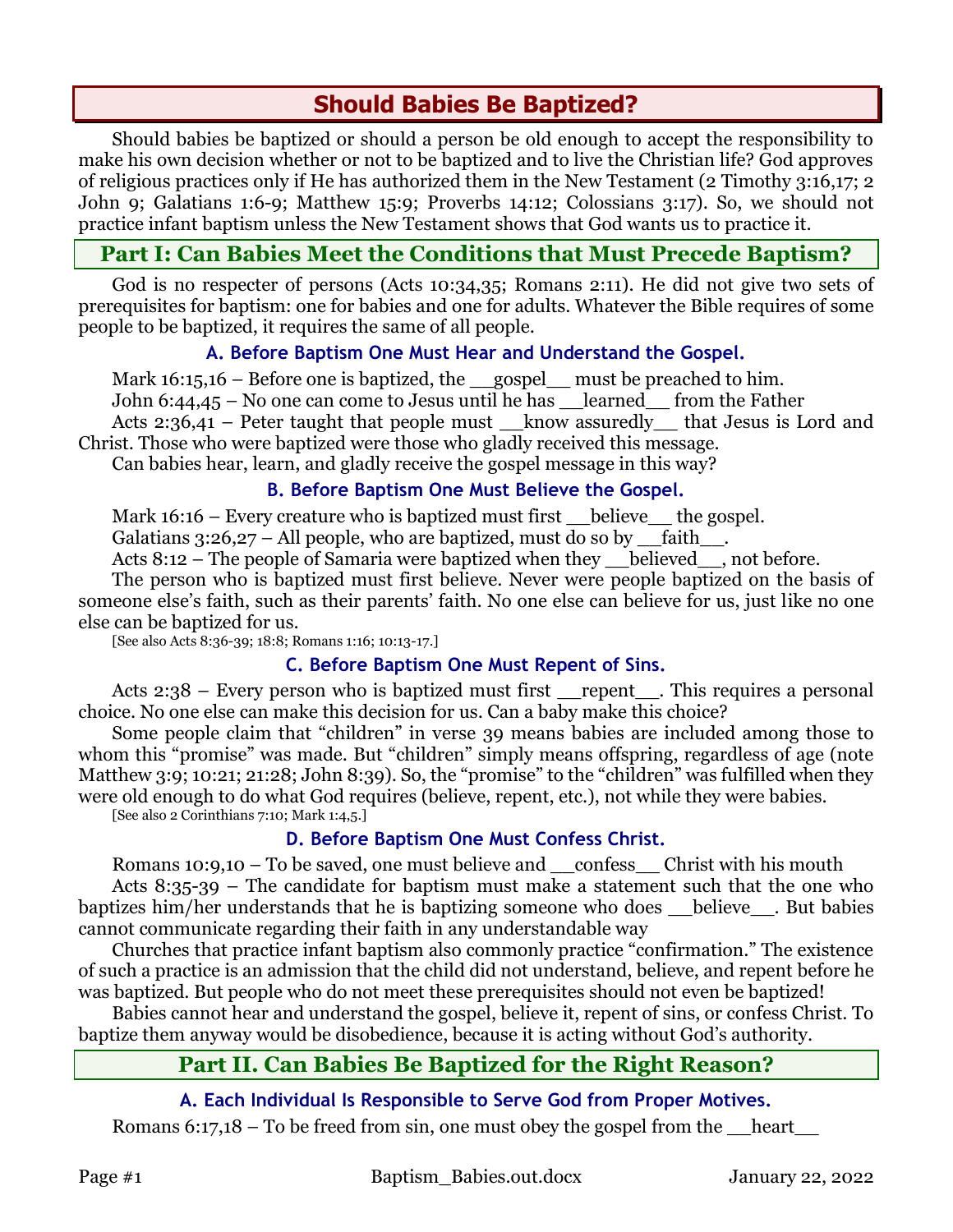# Should Babies Be Baptized?

Should babies be baptized or should a person be old enough to accept the responsibility to make his own decision whether or not to be baptized and to live the Christian life? God approves of religious practices only if He has authorized them in the New Testament (2 Timothy 3:16,17; 2 John 9; Galatians 1:6-9; Matthew 15:9; Proverbs 14:12; Colossians 3:17). So, we should not practice infant baptism unless the New Testament shows that God wants us to practice it.

## Part I: Can Babies Meet the Conditions that Must Precede Baptism?

God is no respecter of persons (Acts 10:34,35; Romans 2:11). He did not give two sets of prerequisites for baptism: one for babies and one for adults. Whatever the Bible requires of some people to be baptized, it requires the same of all people.

### A. Before Baptism One Must Hear and Understand the Gospel.

Mark 16:15,16 – Before one is baptized, the __gospel__ must be preached to him.

John 6:44,45 – No one can come to Jesus until he has __learned__ from the Father

Acts 2:36,41 – Peter taught that people must __know assuredly__ that Jesus is Lord and Christ. Those who were baptized were those who gladly received this message.

Can babies hear, learn, and gladly receive the gospel message in this way?

### B. Before Baptism One Must Believe the Gospel.

Mark 16:16 – Every creature who is baptized must first __believe__ the gospel.

Galatians 3:26,27 – All people, who are baptized, must do so by __faith__.

Acts 8:12 – The people of Samaria were baptized when they __believed__, not before.

The person who is baptized must first believe. Never were people baptized on the basis of someone else's faith, such as their parents' faith. No one else can believe for us, just like no one else can be baptized for us.

[See also Acts 8:36-39; 18:8; Romans 1:16; 10:13-17.]

### C. Before Baptism One Must Repent of Sins.

Acts 2:38 – Every person who is baptized must first __repent__. This requires a personal choice. No one else can make this decision for us. Can a baby make this choice?

Some people claim that "children" in verse 39 means babies are included among those to whom this "promise" was made. But "children" simply means offspring, regardless of age (note Matthew 3:9; 10:21; 21:28; John 8:39). So, the "promise" to the "children" was fulfilled when they were old enough to do what God requires (believe, repent, etc.), not while they were babies.

[See also 2 Corinthians 7:10; Mark 1:4,5.]

### D. Before Baptism One Must Confess Christ.

Romans 10:9,10 – To be saved, one must believe and __confess__ Christ with his mouth

Acts 8:35-39 – The candidate for baptism must make a statement such that the one who baptizes him/her understands that he is baptizing someone who does __believe__. But babies cannot communicate regarding their faith in any understandable way

Churches that practice infant baptism also commonly practice "confirmation." The existence of such a practice is an admission that the child did not understand, believe, and repent before he was baptized. But people who do not meet these prerequisites should not even be baptized!

Babies cannot hear and understand the gospel, believe it, repent of sins, or confess Christ. To baptize them anyway would be disobedience, because it is acting without God's authority.

## Part II. Can Babies Be Baptized for the Right Reason?

### A. Each Individual Is Responsible to Serve God from Proper Motives.

Romans 6:17,18 – To be freed from sin, one must obey the gospel from the __heart__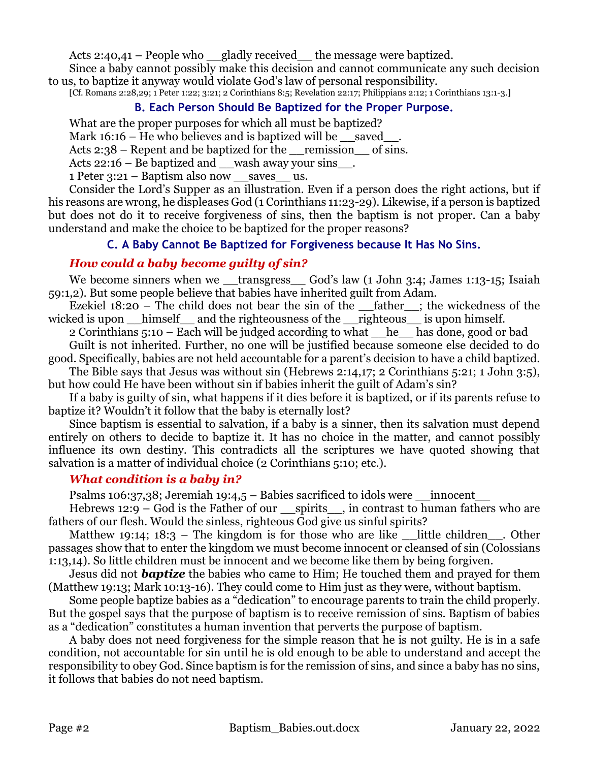Acts 2:40,41 – People who __gladly received__ the message were baptized.

Since a baby cannot possibly make this decision and cannot communicate any such decision to us, to baptize it anyway would violate God's law of personal responsibility.

[Cf. Romans 2:28,29; 1 Peter 1:22; 3:21; 2 Corinthians 8:5; Revelation 22:17; Philippians 2:12; 1 Corinthians 13:1-3.]

### B. Each Person Should Be Baptized for the Proper Purpose.

What are the proper purposes for which all must be baptized?

Mark 16:16 – He who believes and is baptized will be __saved__.

Acts 2:38 – Repent and be baptized for the __remission__ of sins.

Acts 22:16 – Be baptized and __wash away your sins__.

1 Peter 3:21 – Baptism also now __saves__ us.

Consider the Lord's Supper as an illustration. Even if a person does the right actions, but if his reasons are wrong, he displeases God (1 Corinthians 11:23-29). Likewise, if a person is baptized but does not do it to receive forgiveness of sins, then the baptism is not proper. Can a baby understand and make the choice to be baptized for the proper reasons?

### C. A Baby Cannot Be Baptized for Forgiveness because It Has No Sins.

#### *How could a baby become guilty of sin?*

We become sinners when we __transgress__ God's law (1 John 3:4; James 1:13-15; Isaiah 59:1,2). But some people believe that babies have inherited guilt from Adam.

Ezekiel 18:20 – The child does not bear the sin of the __father__; the wickedness of the wicked is upon __himself__ and the righteousness of the __righteous__ is upon himself.

2 Corinthians 5:10 – Each will be judged according to what __he__ has done, good or bad

Guilt is not inherited. Further, no one will be justified because someone else decided to do good. Specifically, babies are not held accountable for a parent's decision to have a child baptized.

The Bible says that Jesus was without sin (Hebrews 2:14,17; 2 Corinthians 5:21; 1 John 3:5), but how could He have been without sin if babies inherit the guilt of Adam's sin?

If a baby is guilty of sin, what happens if it dies before it is baptized, or if its parents refuse to baptize it? Wouldn't it follow that the baby is eternally lost?

Since baptism is essential to salvation, if a baby is a sinner, then its salvation must depend entirely on others to decide to baptize it. It has no choice in the matter, and cannot possibly influence its own destiny. This contradicts all the scriptures we have quoted showing that salvation is a matter of individual choice (2 Corinthians 5:10; etc.).

#### *What condition is a baby in?*

Psalms 106:37,38; Jeremiah 19:4,5 – Babies sacrificed to idols were __innocent__

Hebrews 12:9 – God is the Father of our __spirits__, in contrast to human fathers who are fathers of our flesh. Would the sinless, righteous God give us sinful spirits?

Matthew 19:14; 18:3 – The kingdom is for those who are like __little children__. Other passages show that to enter the kingdom we must become innocent or cleansed of sin (Colossians 1:13,14). So little children must be innocent and we become like them by being forgiven.

Jesus did not ***baptize*** the babies who came to Him; He touched them and prayed for them (Matthew 19:13; Mark 10:13-16). They could come to Him just as they were, without baptism.

Some people baptize babies as a "dedication" to encourage parents to train the child properly. But the gospel says that the purpose of baptism is to receive remission of sins. Baptism of babies as a "dedication" constitutes a human invention that perverts the purpose of baptism.

A baby does not need forgiveness for the simple reason that he is not guilty. He is in a safe condition, not accountable for sin until he is old enough to be able to understand and accept the responsibility to obey God. Since baptism is for the remission of sins, and since a baby has no sins, it follows that babies do not need baptism.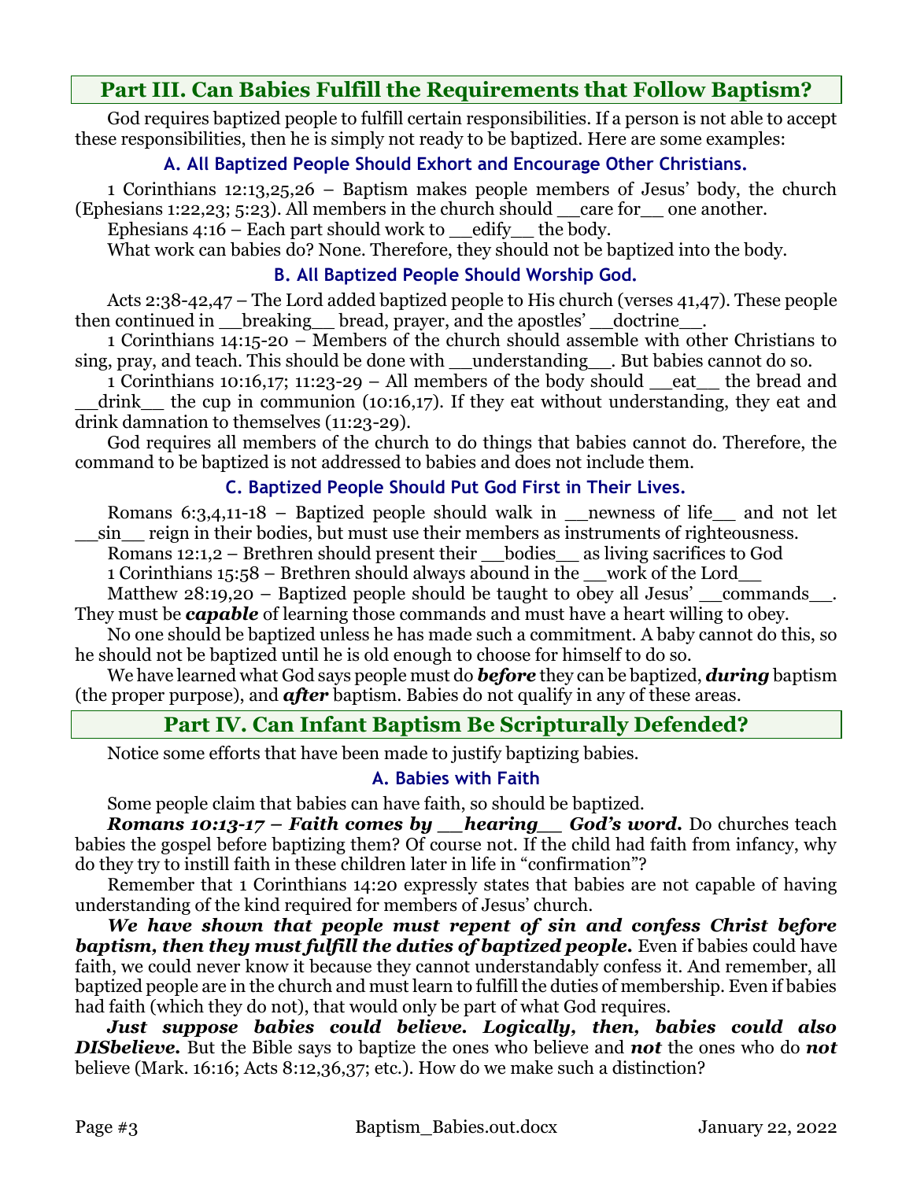## Part III. Can Babies Fulfill the Requirements that Follow Baptism?

God requires baptized people to fulfill certain responsibilities. If a person is not able to accept these responsibilities, then he is simply not ready to be baptized. Here are some examples:

### A. All Baptized People Should Exhort and Encourage Other Christians.

1 Corinthians 12:13,25,26 – Baptism makes people members of Jesus' body, the church (Ephesians 1:22,23; 5:23). All members in the church should __care for__ one another.

Ephesians 4:16 – Each part should work to __edify__ the body.

What work can babies do? None. Therefore, they should not be baptized into the body.

### B. All Baptized People Should Worship God.

Acts 2:38-42,47 – The Lord added baptized people to His church (verses 41,47). These people then continued in __breaking__ bread, prayer, and the apostles' __doctrine__.

1 Corinthians 14:15-20 – Members of the church should assemble with other Christians to sing, pray, and teach. This should be done with __understanding__. But babies cannot do so.

1 Corinthians 10:16,17; 11:23-29 – All members of the body should __eat__ the bread and __drink__ the cup in communion (10:16,17). If they eat without understanding, they eat and drink damnation to themselves (11:23-29).

God requires all members of the church to do things that babies cannot do. Therefore, the command to be baptized is not addressed to babies and does not include them.

### C. Baptized People Should Put God First in Their Lives.

Romans 6:3,4,11-18 – Baptized people should walk in __newness of life__ and not let __sin__ reign in their bodies, but must use their members as instruments of righteousness.

Romans 12:1,2 – Brethren should present their __bodies__ as living sacrifices to God

1 Corinthians 15:58 – Brethren should always abound in the __work of the Lord__

Matthew 28:19,20 – Baptized people should be taught to obey all Jesus' __commands__. They must be ***capable*** of learning those commands and must have a heart willing to obey.

No one should be baptized unless he has made such a commitment. A baby cannot do this, so he should not be baptized until he is old enough to choose for himself to do so.

We have learned what God says people must do ***before*** they can be baptized, ***during*** baptism (the proper purpose), and ***after*** baptism. Babies do not qualify in any of these areas.

## Part IV. Can Infant Baptism Be Scripturally Defended?

Notice some efforts that have been made to justify baptizing babies.

### A. Babies with Faith

Some people claim that babies can have faith, so should be baptized.

***Romans 10:13-17 – Faith comes by __hearing__ God's word.*** Do churches teach babies the gospel before baptizing them? Of course not. If the child had faith from infancy, why do they try to instill faith in these children later in life in "confirmation"?

Remember that 1 Corinthians 14:20 expressly states that babies are not capable of having understanding of the kind required for members of Jesus' church.

***We have shown that people must repent of sin and confess Christ before baptism, then they must fulfill the duties of baptized people.*** Even if babies could have faith, we could never know it because they cannot understandably confess it. And remember, all baptized people are in the church and must learn to fulfill the duties of membership. Even if babies had faith (which they do not), that would only be part of what God requires.

***Just suppose babies could believe. Logically, then, babies could also DISbelieve.*** But the Bible says to baptize the ones who believe and ***not*** the ones who do ***not*** believe (Mark. 16:16; Acts 8:12,36,37; etc.). How do we make such a distinction?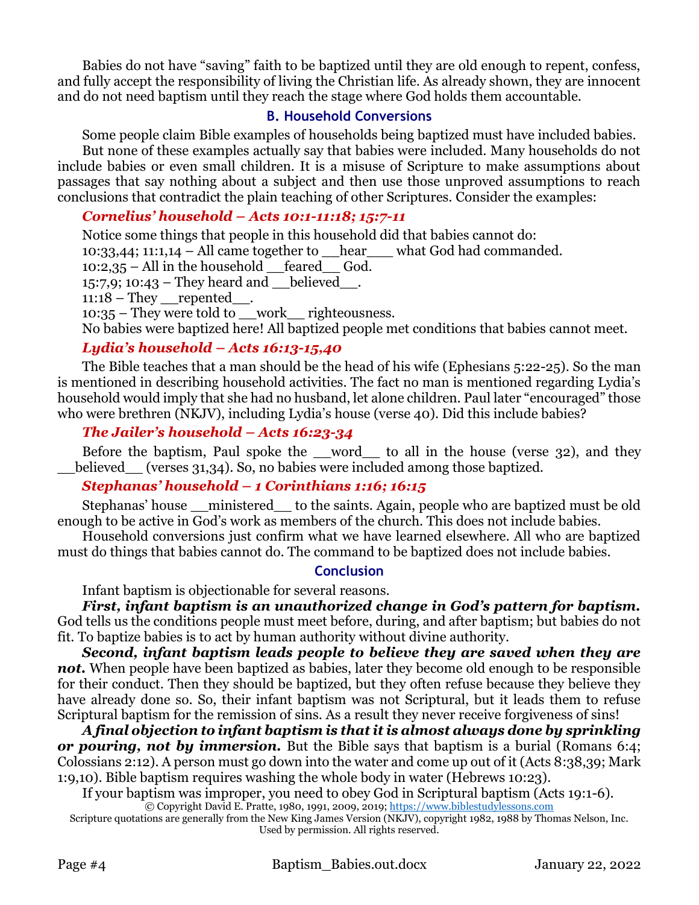Babies do not have "saving" faith to be baptized until they are old enough to repent, confess, and fully accept the responsibility of living the Christian life. As already shown, they are innocent and do not need baptism until they reach the stage where God holds them accountable.

### B. Household Conversions

Some people claim Bible examples of households being baptized must have included babies.

But none of these examples actually say that babies were included. Many households do not include babies or even small children. It is a misuse of Scripture to make assumptions about passages that say nothing about a subject and then use those unproved assumptions to reach conclusions that contradict the plain teaching of other Scriptures. Consider the examples:

#### *Cornelius' household – Acts 10:1-11:18; 15:7-11*

Notice some things that people in this household did that babies cannot do:

10:33,44; 11:1,14 – All came together to __hear___ what God had commanded.

10:2,35 – All in the household __feared__ God.

15:7,9; 10:43 – They heard and __believed__.

11:18 – They __repented__.

10:35 – They were told to __work__ righteousness.

No babies were baptized here! All baptized people met conditions that babies cannot meet.

#### *Lydia's household – Acts 16:13-15,40*

The Bible teaches that a man should be the head of his wife (Ephesians 5:22-25). So the man is mentioned in describing household activities. The fact no man is mentioned regarding Lydia's household would imply that she had no husband, let alone children. Paul later "encouraged" those who were brethren (NKJV), including Lydia's house (verse 40). Did this include babies?

#### *The Jailer's household – Acts 16:23-34*

Before the baptism, Paul spoke the __word__ to all in the house (verse 32), and they __believed__ (verses 31,34). So, no babies were included among those baptized.

#### *Stephanas' household – 1 Corinthians 1:16; 16:15*

Stephanas' house __ministered__ to the saints. Again, people who are baptized must be old enough to be active in God's work as members of the church. This does not include babies.

Household conversions just confirm what we have learned elsewhere. All who are baptized must do things that babies cannot do. The command to be baptized does not include babies.

### Conclusion

Infant baptism is objectionable for several reasons.

***First, infant baptism is an unauthorized change in God's pattern for baptism.*** God tells us the conditions people must meet before, during, and after baptism; but babies do not fit. To baptize babies is to act by human authority without divine authority.

***Second, infant baptism leads people to believe they are saved when they are not.*** When people have been baptized as babies, later they become old enough to be responsible for their conduct. Then they should be baptized, but they often refuse because they believe they have already done so. So, their infant baptism was not Scriptural, but it leads them to refuse Scriptural baptism for the remission of sins. As a result they never receive forgiveness of sins!

***A final objection to infant baptism is that it is almost always done by sprinkling or pouring, not by immersion.*** But the Bible says that baptism is a burial (Romans 6:4; Colossians 2:12). A person must go down into the water and come up out of it (Acts 8:38,39; Mark 1:9,10). Bible baptism requires washing the whole body in water (Hebrews 10:23).

If your baptism was improper, you need to obey God in Scriptural baptism (Acts 19:1-6).

© Copyright David E. Pratte, 1980, 1991, 2009, 2019; https://www.biblestudylessons.com

Scripture quotations are generally from the New King James Version (NKJV), copyright 1982, 1988 by Thomas Nelson, Inc. Used by permission. All rights reserved.